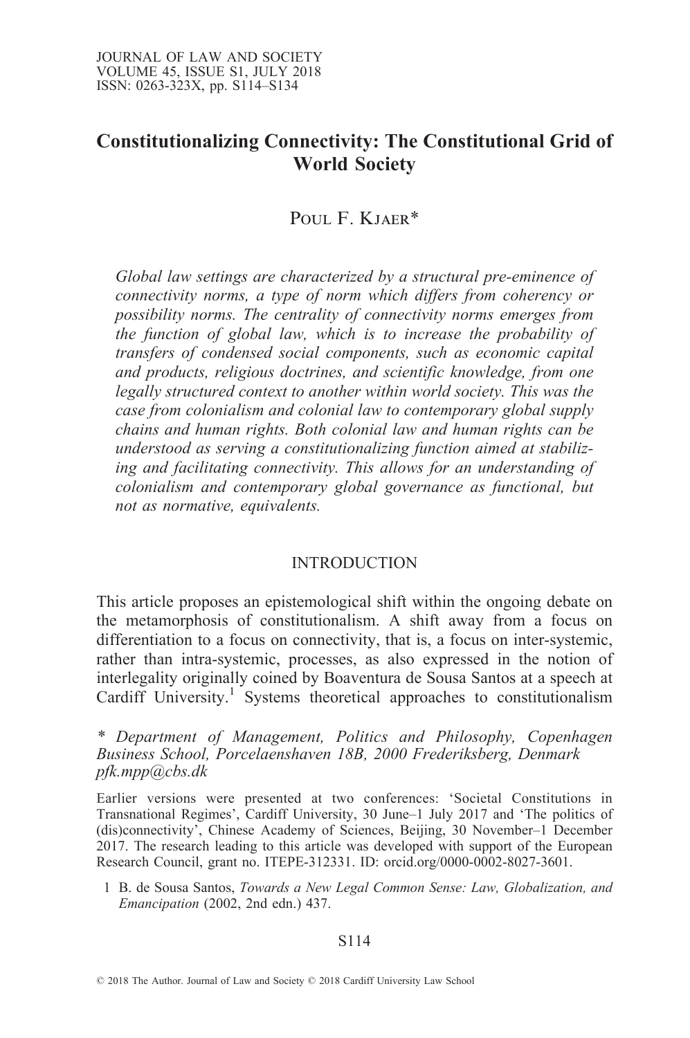# Constitutionalizing Connectivity: The Constitutional Grid of World Society

Poul F. Kjaer*

*Global law settings are characterized by a structural pre-eminence of connectivity norms, a type of norm which differs from coherency or possibility norms. The centrality of connectivity norms emerges from the function of global law, which is to increase the probability of transfers of condensed social components, such as economic capital and products, religious doctrines, and scientific knowledge, from one legally structured context to another within world society. This was the case from colonialism and colonial law to contemporary global supply chains and human rights. Both colonial law and human rights can be understood as serving a constitutionalizing function aimed at stabilizing and facilitating connectivity. This allows for an understanding of colonialism and contemporary global governance as functional, but not as normative, equivalents.*

## INTRODUCTION

This article proposes an epistemological shift within the ongoing debate on the metamorphosis of constitutionalism. A shift away from a focus on differentiation to a focus on connectivity, that is, a focus on inter-systemic, rather than intra-systemic, processes, as also expressed in the notion of interlegality originally coined by Boaventura de Sousa Santos at a speech at Cardiff University.[1] Systems theoretical approaches to constitutionalism

\* *Department of Management, Politics and Philosophy, Copenhagen Business School, Porcelaenshaven 18B, 2000 Frederiksberg, Denmark pfk.mpp@cbs.dk*

Earlier versions were presented at two conferences: 'Societal Constitutions in Transnational Regimes', Cardiff University, 30 June–1 July 2017 and 'The politics of (dis)connectivity', Chinese Academy of Sciences, Beijing, 30 November–1 December 2017. The research leading to this article was developed with support of the European Research Council, grant no. ITEPE-312331. ID: orcid.org/0000-0002-8027-3601.

1 B. de Sousa Santos, *Towards a New Legal Common Sense: Law, Globalization, and Emancipation* (2002, 2nd edn.) 437.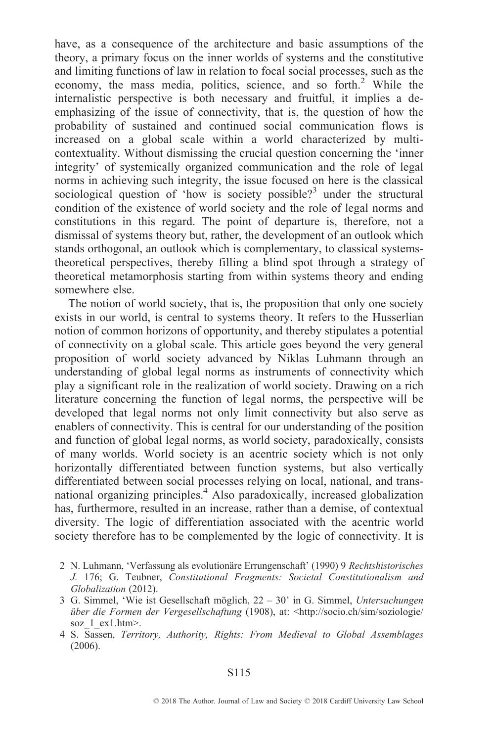have, as a consequence of the architecture and basic assumptions of the theory, a primary focus on the inner worlds of systems and the constitutive and limiting functions of law in relation to focal social processes, such as the economy, the mass media, politics, science, and so forth.[2] While the internalistic perspective is both necessary and fruitful, it implies a de-emphasizing of the issue of connectivity, that is, the question of how the probability of sustained and continued social communication flows is increased on a global scale within a world characterized by multi-contextuality. Without dismissing the crucial question concerning the 'inner integrity' of systemically organized communication and the role of legal norms in achieving such integrity, the issue focused on here is the classical sociological question of 'how is society possible?[3] under the structural condition of the existence of world society and the role of legal norms and constitutions in this regard. The point of departure is, therefore, not a dismissal of systems theory but, rather, the development of an outlook which stands orthogonal, an outlook which is complementary, to classical systems-theoretical perspectives, thereby filling a blind spot through a strategy of theoretical metamorphosis starting from within systems theory and ending somewhere else.

The notion of world society, that is, the proposition that only one society exists in our world, is central to systems theory. It refers to the Husserlian notion of common horizons of opportunity, and thereby stipulates a potential of connectivity on a global scale. This article goes beyond the very general proposition of world society advanced by Niklas Luhmann through an understanding of global legal norms as instruments of connectivity which play a significant role in the realization of world society. Drawing on a rich literature concerning the function of legal norms, the perspective will be developed that legal norms not only limit connectivity but also serve as enablers of connectivity. This is central for our understanding of the position and function of global legal norms, as world society, paradoxically, consists of many worlds. World society is an acentric society which is not only horizontally differentiated between function systems, but also vertically differentiated between social processes relying on local, national, and transnational organizing principles.[4] Also paradoxically, increased globalization has, furthermore, resulted in an increase, rather than a demise, of contextual diversity. The logic of differentiation associated with the acentric world society therefore has to be complemented by the logic of connectivity. It is

2 N. Luhmann, 'Verfassung als evolutionäre Errungenschaft' (1990) 9 *Rechtshistorisches J.* 176; G. Teubner, *Constitutional Fragments: Societal Constitutionalism and Globalization* (2012).

3 G. Simmel, 'Wie ist Gesellschaft möglich, 22 – 30' in G. Simmel, *Untersuchungen über die Formen der Vergesellschaftung* (1908), at: <http://socio.ch/sim/soziologie/soz_1_ex1.htm>.

4 S. Sassen, *Territory, Authority, Rights: From Medieval to Global Assemblages* (2006).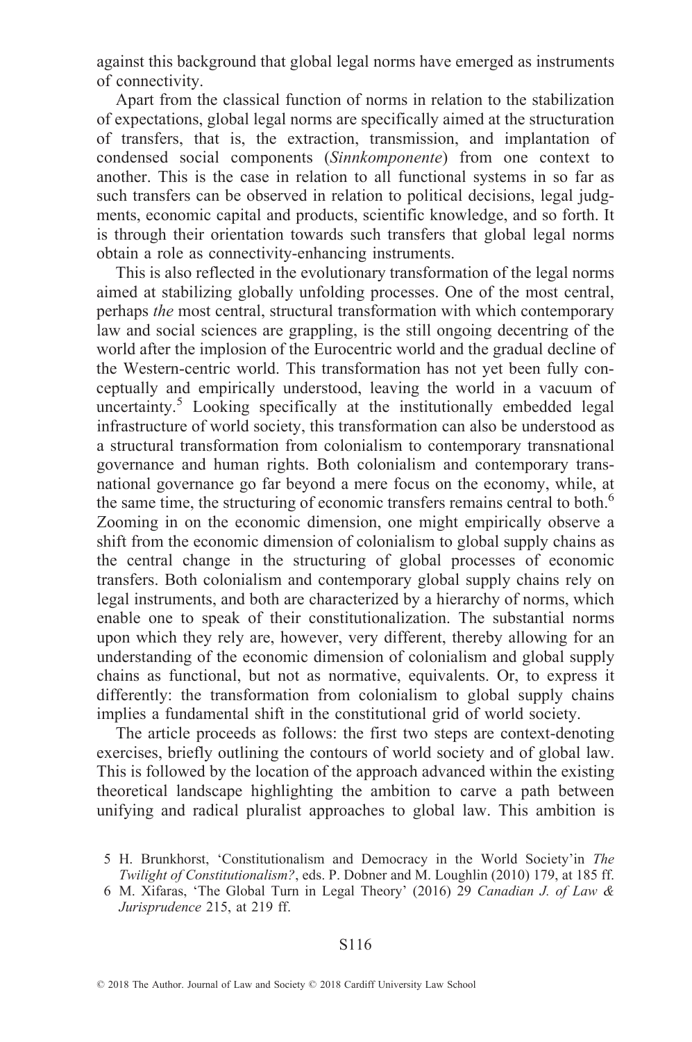against this background that global legal norms have emerged as instruments of connectivity.

Apart from the classical function of norms in relation to the stabilization of expectations, global legal norms are specifically aimed at the structuration of transfers, that is, the extraction, transmission, and implantation of condensed social components (*Sinnkomponente*) from one context to another. This is the case in relation to all functional systems in so far as such transfers can be observed in relation to political decisions, legal judgments, economic capital and products, scientific knowledge, and so forth. It is through their orientation towards such transfers that global legal norms obtain a role as connectivity-enhancing instruments.

This is also reflected in the evolutionary transformation of the legal norms aimed at stabilizing globally unfolding processes. One of the most central, perhaps *the* most central, structural transformation with which contemporary law and social sciences are grappling, is the still ongoing decentring of the world after the implosion of the Eurocentric world and the gradual decline of the Western-centric world. This transformation has not yet been fully conceptually and empirically understood, leaving the world in a vacuum of uncertainty.[5] Looking specifically at the institutionally embedded legal infrastructure of world society, this transformation can also be understood as a structural transformation from colonialism to contemporary transnational governance and human rights. Both colonialism and contemporary transnational governance go far beyond a mere focus on the economy, while, at the same time, the structuring of economic transfers remains central to both.[6] Zooming in on the economic dimension, one might empirically observe a shift from the economic dimension of colonialism to global supply chains as the central change in the structuring of global processes of economic transfers. Both colonialism and contemporary global supply chains rely on legal instruments, and both are characterized by a hierarchy of norms, which enable one to speak of their constitutionalization. The substantial norms upon which they rely are, however, very different, thereby allowing for an understanding of the economic dimension of colonialism and global supply chains as functional, but not as normative, equivalents. Or, to express it differently: the transformation from colonialism to global supply chains implies a fundamental shift in the constitutional grid of world society.

The article proceeds as follows: the first two steps are context-denoting exercises, briefly outlining the contours of world society and of global law. This is followed by the location of the approach advanced within the existing theoretical landscape highlighting the ambition to carve a path between unifying and radical pluralist approaches to global law. This ambition is

5 H. Brunkhorst, 'Constitutionalism and Democracy in the World Society'in *The Twilight of Constitutionalism?*, eds. P. Dobner and M. Loughlin (2010) 179, at 185 ff.

6 M. Xifaras, 'The Global Turn in Legal Theory' (2016) 29 *Canadian J. of Law & Jurisprudence* 215, at 219 ff.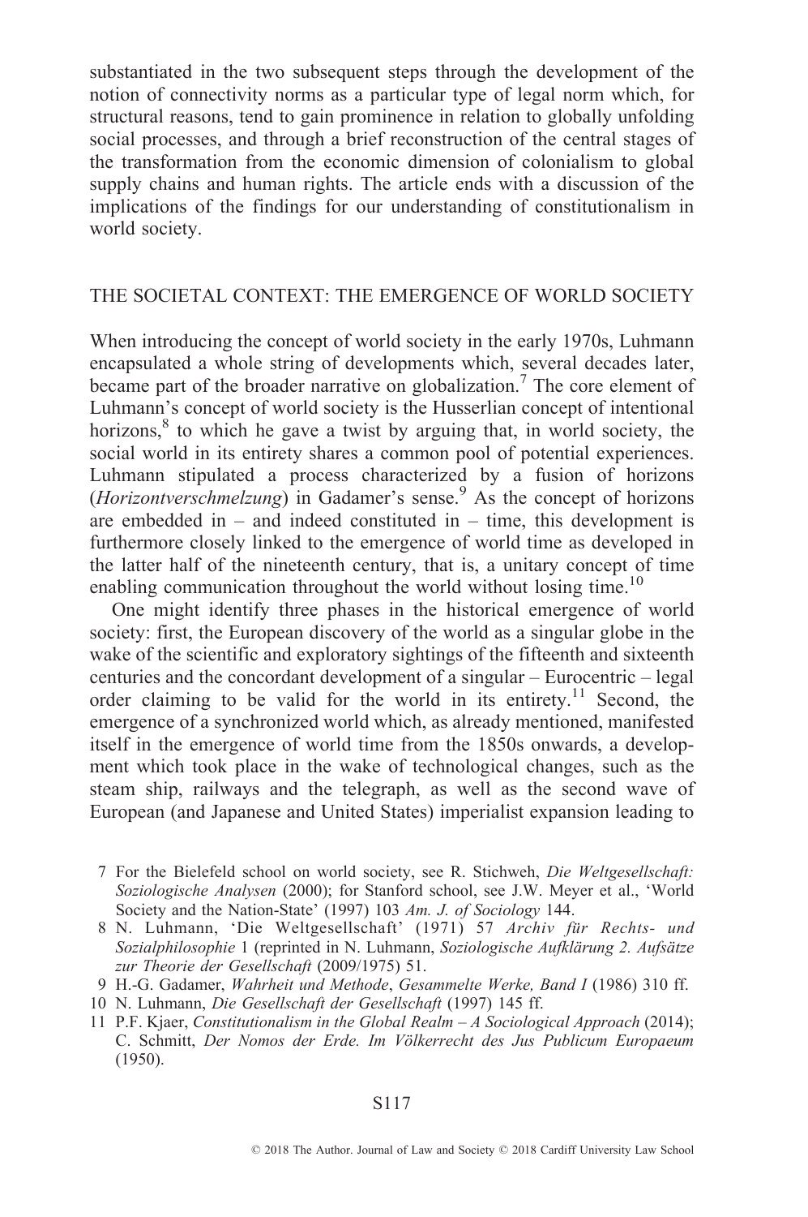substantiated in the two subsequent steps through the development of the notion of connectivity norms as a particular type of legal norm which, for structural reasons, tend to gain prominence in relation to globally unfolding social processes, and through a brief reconstruction of the central stages of the transformation from the economic dimension of colonialism to global supply chains and human rights. The article ends with a discussion of the implications of the findings for our understanding of constitutionalism in world society.

## THE SOCIETAL CONTEXT: THE EMERGENCE OF WORLD SOCIETY

When introducing the concept of world society in the early 1970s, Luhmann encapsulated a whole string of developments which, several decades later, became part of the broader narrative on globalization.[7] The core element of Luhmann's concept of world society is the Husserlian concept of intentional horizons,[8] to which he gave a twist by arguing that, in world society, the social world in its entirety shares a common pool of potential experiences. Luhmann stipulated a process characterized by a fusion of horizons (*Horizontverschmelzung*) in Gadamer's sense.[9] As the concept of horizons are embedded in – and indeed constituted in – time, this development is furthermore closely linked to the emergence of world time as developed in the latter half of the nineteenth century, that is, a unitary concept of time enabling communication throughout the world without losing time.[10]

One might identify three phases in the historical emergence of world society: first, the European discovery of the world as a singular globe in the wake of the scientific and exploratory sightings of the fifteenth and sixteenth centuries and the concordant development of a singular – Eurocentric – legal order claiming to be valid for the world in its entirety.[11] Second, the emergence of a synchronized world which, as already mentioned, manifested itself in the emergence of world time from the 1850s onwards, a development which took place in the wake of technological changes, such as the steam ship, railways and the telegraph, as well as the second wave of European (and Japanese and United States) imperialist expansion leading to

7 For the Bielefeld school on world society, see R. Stichweh, *Die Weltgesellschaft: Soziologische Analysen* (2000); for Stanford school, see J.W. Meyer et al., 'World Society and the Nation-State' (1997) 103 *Am. J. of Sociology* 144.

8 N. Luhmann, 'Die Weltgesellschaft' (1971) 57 *Archiv für Rechts- und Sozialphilosophie* 1 (reprinted in N. Luhmann, *Soziologische Aufklärung 2. Aufsätze zur Theorie der Gesellschaft* (2009/1975) 51.

9 H.-G. Gadamer, *Wahrheit und Methode*, *Gesammelte Werke, Band I* (1986) 310 ff.

10 N. Luhmann, *Die Gesellschaft der Gesellschaft* (1997) 145 ff.

11 P.F. Kjaer, *Constitutionalism in the Global Realm – A Sociological Approach* (2014); C. Schmitt, *Der Nomos der Erde. Im Völkerrecht des Jus Publicum Europaeum* (1950).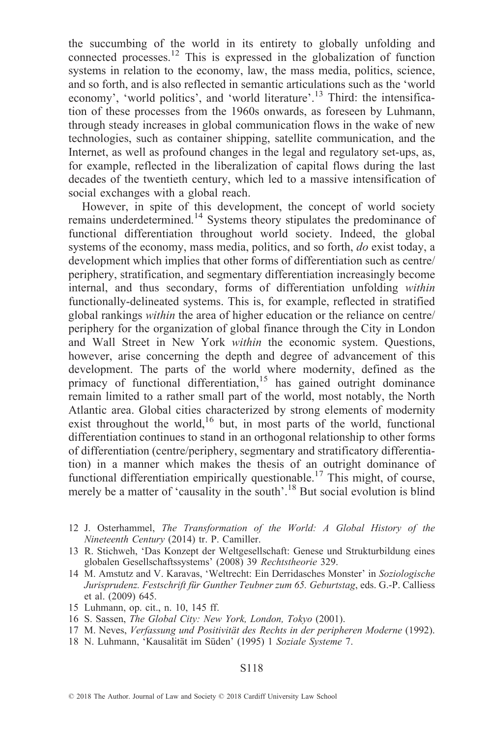the succumbing of the world in its entirety to globally unfolding and connected processes.[12] This is expressed in the globalization of function systems in relation to the economy, law, the mass media, politics, science, and so forth, and is also reflected in semantic articulations such as the 'world economy', 'world politics', and 'world literature'.[13] Third: the intensification of these processes from the 1960s onwards, as foreseen by Luhmann, through steady increases in global communication flows in the wake of new technologies, such as container shipping, satellite communication, and the Internet, as well as profound changes in the legal and regulatory set-ups, as, for example, reflected in the liberalization of capital flows during the last decades of the twentieth century, which led to a massive intensification of social exchanges with a global reach.

However, in spite of this development, the concept of world society remains underdetermined.[14] Systems theory stipulates the predominance of functional differentiation throughout world society. Indeed, the global systems of the economy, mass media, politics, and so forth, *do* exist today, a development which implies that other forms of differentiation such as centre/periphery, stratification, and segmentary differentiation increasingly become internal, and thus secondary, forms of differentiation unfolding *within* functionally-delineated systems. This is, for example, reflected in stratified global rankings *within* the area of higher education or the reliance on centre/periphery for the organization of global finance through the City in London and Wall Street in New York *within* the economic system. Questions, however, arise concerning the depth and degree of advancement of this development. The parts of the world where modernity, defined as the primacy of functional differentiation,[15] has gained outright dominance remain limited to a rather small part of the world, most notably, the North Atlantic area. Global cities characterized by strong elements of modernity exist throughout the world,[16] but, in most parts of the world, functional differentiation continues to stand in an orthogonal relationship to other forms of differentiation (centre/periphery, segmentary and stratificatory differentiation) in a manner which makes the thesis of an outright dominance of functional differentiation empirically questionable.[17] This might, of course, merely be a matter of 'causality in the south'.[18] But social evolution is blind

12 J. Osterhammel, *The Transformation of the World: A Global History of the Nineteenth Century* (2014) tr. P. Camiller.

13 R. Stichweh, 'Das Konzept der Weltgesellschaft: Genese und Strukturbildung eines globalen Gesellschaftssystems' (2008) 39 *Rechtstheorie* 329.

14 M. Amstutz and V. Karavas, 'Weltrecht: Ein Derridasches Monster' in *Soziologische Jurisprudenz. Festschrift für Gunther Teubner zum 65. Geburtstag*, eds. G.-P. Calliess et al. (2009) 645.

15 Luhmann, op. cit., n. 10, 145 ff.

16 S. Sassen, *The Global City: New York, London, Tokyo* (2001).

17 M. Neves, *Verfassung und Positivität des Rechts in der peripheren Moderne* (1992).

18 N. Luhmann, 'Kausalität im Süden' (1995) 1 *Soziale Systeme* 7.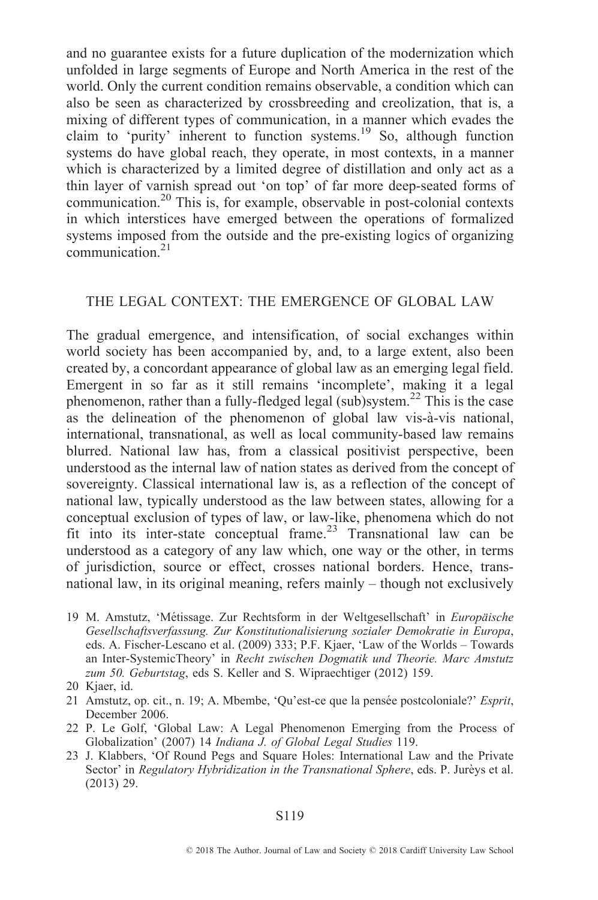and no guarantee exists for a future duplication of the modernization which unfolded in large segments of Europe and North America in the rest of the world. Only the current condition remains observable, a condition which can also be seen as characterized by crossbreeding and creolization, that is, a mixing of different types of communication, in a manner which evades the claim to 'purity' inherent to function systems.[19] So, although function systems do have global reach, they operate, in most contexts, in a manner which is characterized by a limited degree of distillation and only act as a thin layer of varnish spread out 'on top' of far more deep-seated forms of communication.[20] This is, for example, observable in post-colonial contexts in which interstices have emerged between the operations of formalized systems imposed from the outside and the pre-existing logics of organizing communication.[21]

## THE LEGAL CONTEXT: THE EMERGENCE OF GLOBAL LAW

The gradual emergence, and intensification, of social exchanges within world society has been accompanied by, and, to a large extent, also been created by, a concordant appearance of global law as an emerging legal field. Emergent in so far as it still remains 'incomplete', making it a legal phenomenon, rather than a fully-fledged legal (sub)system.[22] This is the case as the delineation of the phenomenon of global law vis-à-vis national, international, transnational, as well as local community-based law remains blurred. National law has, from a classical positivist perspective, been understood as the internal law of nation states as derived from the concept of sovereignty. Classical international law is, as a reflection of the concept of national law, typically understood as the law between states, allowing for a conceptual exclusion of types of law, or law-like, phenomena which do not fit into its inter-state conceptual frame.[23] Transnational law can be understood as a category of any law which, one way or the other, in terms of jurisdiction, source or effect, crosses national borders. Hence, transnational law, in its original meaning, refers mainly – though not exclusively

19 M. Amstutz, 'Métissage. Zur Rechtsform in der Weltgesellschaft' in *Europäische Gesellschaftsverfassung. Zur Konstitutionalisierung sozialer Demokratie in Europa*, eds. A. Fischer-Lescano et al. (2009) 333; P.F. Kjaer, 'Law of the Worlds – Towards an Inter-SystemicTheory' in *Recht zwischen Dogmatik und Theorie. Marc Amstutz zum 50. Geburtstag*, eds S. Keller and S. Wipraechtiger (2012) 159.

20 Kjaer, id.

21 Amstutz, op. cit., n. 19; A. Mbembe, 'Qu'est-ce que la pensée postcoloniale?' *Esprit*, December 2006.

22 P. Le Golf, 'Global Law: A Legal Phenomenon Emerging from the Process of Globalization' (2007) 14 *Indiana J. of Global Legal Studies* 119.

23 J. Klabbers, 'Of Round Pegs and Square Holes: International Law and the Private Sector' in *Regulatory Hybridization in the Transnational Sphere*, eds. P. Jurèys et al. (2013) 29.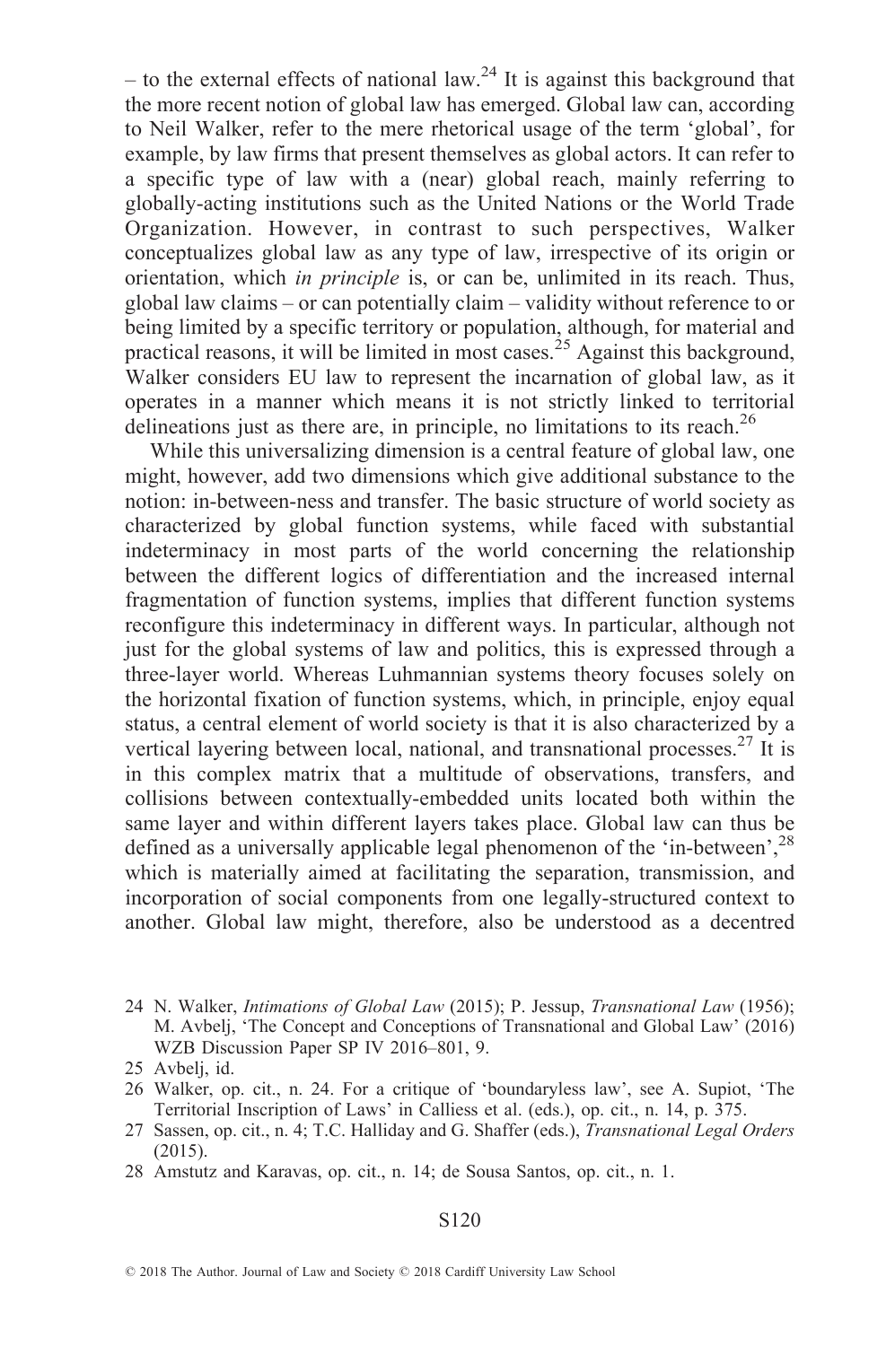– to the external effects of national law.[24] It is against this background that the more recent notion of global law has emerged. Global law can, according to Neil Walker, refer to the mere rhetorical usage of the term 'global', for example, by law firms that present themselves as global actors. It can refer to a specific type of law with a (near) global reach, mainly referring to globally-acting institutions such as the United Nations or the World Trade Organization. However, in contrast to such perspectives, Walker conceptualizes global law as any type of law, irrespective of its origin or orientation, which *in principle* is, or can be, unlimited in its reach. Thus, global law claims – or can potentially claim – validity without reference to or being limited by a specific territory or population, although, for material and practical reasons, it will be limited in most cases.[25] Against this background, Walker considers EU law to represent the incarnation of global law, as it operates in a manner which means it is not strictly linked to territorial delineations just as there are, in principle, no limitations to its reach.[26]

While this universalizing dimension is a central feature of global law, one might, however, add two dimensions which give additional substance to the notion: in-between-ness and transfer. The basic structure of world society as characterized by global function systems, while faced with substantial indeterminacy in most parts of the world concerning the relationship between the different logics of differentiation and the increased internal fragmentation of function systems, implies that different function systems reconfigure this indeterminacy in different ways. In particular, although not just for the global systems of law and politics, this is expressed through a three-layer world. Whereas Luhmannian systems theory focuses solely on the horizontal fixation of function systems, which, in principle, enjoy equal status, a central element of world society is that it is also characterized by a vertical layering between local, national, and transnational processes.[27] It is in this complex matrix that a multitude of observations, transfers, and collisions between contextually-embedded units located both within the same layer and within different layers takes place. Global law can thus be defined as a universally applicable legal phenomenon of the 'in-between',[28] which is materially aimed at facilitating the separation, transmission, and incorporation of social components from one legally-structured context to another. Global law might, therefore, also be understood as a decentred

24 N. Walker, *Intimations of Global Law* (2015); P. Jessup, *Transnational Law* (1956); M. Avbelj, 'The Concept and Conceptions of Transnational and Global Law' (2016) WZB Discussion Paper SP IV 2016–801, 9.

25 Avbelj, id.

26 Walker, op. cit., n. 24. For a critique of 'boundaryless law', see A. Supiot, 'The Territorial Inscription of Laws' in Calliess et al. (eds.), op. cit., n. 14, p. 375.

27 Sassen, op. cit., n. 4; T.C. Halliday and G. Shaffer (eds.), *Transnational Legal Orders* (2015).

28 Amstutz and Karavas, op. cit., n. 14; de Sousa Santos, op. cit., n. 1.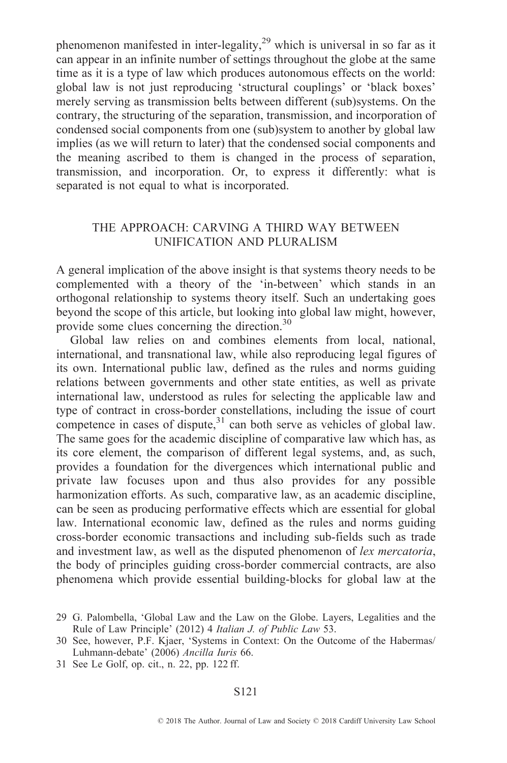phenomenon manifested in inter-legality,[29] which is universal in so far as it can appear in an infinite number of settings throughout the globe at the same time as it is a type of law which produces autonomous effects on the world: global law is not just reproducing 'structural couplings' or 'black boxes' merely serving as transmission belts between different (sub)systems. On the contrary, the structuring of the separation, transmission, and incorporation of condensed social components from one (sub)system to another by global law implies (as we will return to later) that the condensed social components and the meaning ascribed to them is changed in the process of separation, transmission, and incorporation. Or, to express it differently: what is separated is not equal to what is incorporated.

## THE APPROACH: CARVING A THIRD WAY BETWEEN UNIFICATION AND PLURALISM

A general implication of the above insight is that systems theory needs to be complemented with a theory of the 'in-between' which stands in an orthogonal relationship to systems theory itself. Such an undertaking goes beyond the scope of this article, but looking into global law might, however, provide some clues concerning the direction.[30]

Global law relies on and combines elements from local, national, international, and transnational law, while also reproducing legal figures of its own. International public law, defined as the rules and norms guiding relations between governments and other state entities, as well as private international law, understood as rules for selecting the applicable law and type of contract in cross-border constellations, including the issue of court competence in cases of dispute,[31] can both serve as vehicles of global law. The same goes for the academic discipline of comparative law which has, as its core element, the comparison of different legal systems, and, as such, provides a foundation for the divergences which international public and private law focuses upon and thus also provides for any possible harmonization efforts. As such, comparative law, as an academic discipline, can be seen as producing performative effects which are essential for global law. International economic law, defined as the rules and norms guiding cross-border economic transactions and including sub-fields such as trade and investment law, as well as the disputed phenomenon of *lex mercatoria*, the body of principles guiding cross-border commercial contracts, are also phenomena which provide essential building-blocks for global law at the

29 G. Palombella, 'Global Law and the Law on the Globe. Layers, Legalities and the Rule of Law Principle' (2012) 4 *Italian J. of Public Law* 53.

30 See, however, P.F. Kjaer, 'Systems in Context: On the Outcome of the Habermas/Luhmann-debate' (2006) *Ancilla Iuris* 66.

31 See Le Golf, op. cit., n. 22, pp. 122 ff.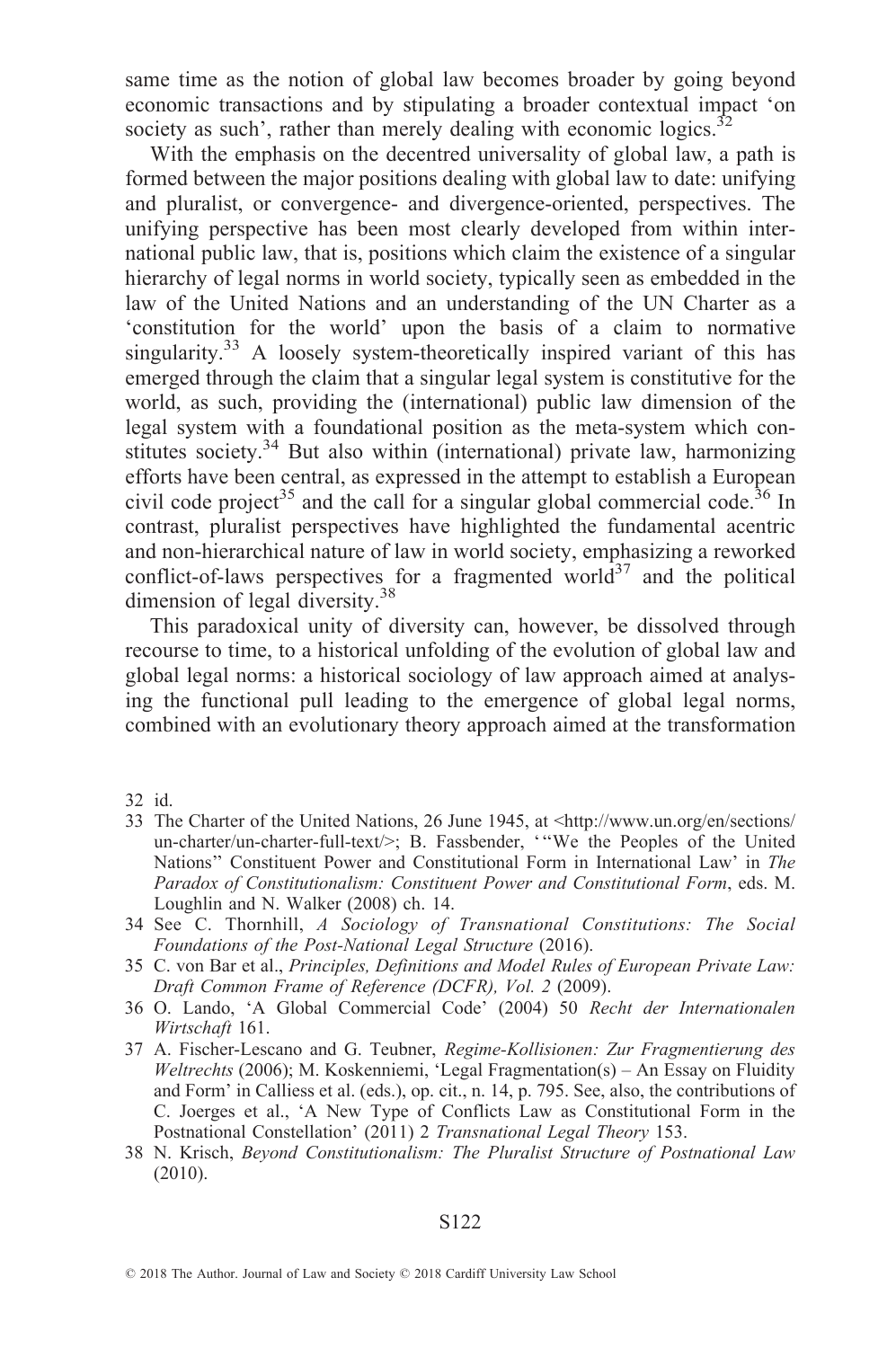same time as the notion of global law becomes broader by going beyond economic transactions and by stipulating a broader contextual impact 'on society as such', rather than merely dealing with economic logics.[32]

With the emphasis on the decentred universality of global law, a path is formed between the major positions dealing with global law to date: unifying and pluralist, or convergence- and divergence-oriented, perspectives. The unifying perspective has been most clearly developed from within international public law, that is, positions which claim the existence of a singular hierarchy of legal norms in world society, typically seen as embedded in the law of the United Nations and an understanding of the UN Charter as a 'constitution for the world' upon the basis of a claim to normative singularity.[33] A loosely system-theoretically inspired variant of this has emerged through the claim that a singular legal system is constitutive for the world, as such, providing the (international) public law dimension of the legal system with a foundational position as the meta-system which constitutes society.[34] But also within (international) private law, harmonizing efforts have been central, as expressed in the attempt to establish a European civil code project[35] and the call for a singular global commercial code.[36] In contrast, pluralist perspectives have highlighted the fundamental acentric and non-hierarchical nature of law in world society, emphasizing a reworked conflict-of-laws perspectives for a fragmented world[37] and the political dimension of legal diversity.[38]

This paradoxical unity of diversity can, however, be dissolved through recourse to time, to a historical unfolding of the evolution of global law and global legal norms: a historical sociology of law approach aimed at analysing the functional pull leading to the emergence of global legal norms, combined with an evolutionary theory approach aimed at the transformation

32 id.

33 The Charter of the United Nations, 26 June 1945, at <http://www.un.org/en/sections/un-charter/un-charter-full-text/>; B. Fassbender, '"We the Peoples of the United Nations" Constituent Power and Constitutional Form in International Law' in *The Paradox of Constitutionalism: Constituent Power and Constitutional Form*, eds. M. Loughlin and N. Walker (2008) ch. 14.

34 See C. Thornhill, *A Sociology of Transnational Constitutions: The Social Foundations of the Post-National Legal Structure* (2016).

35 C. von Bar et al., *Principles, Definitions and Model Rules of European Private Law: Draft Common Frame of Reference (DCFR), Vol. 2* (2009).

36 O. Lando, 'A Global Commercial Code' (2004) 50 *Recht der Internationalen Wirtschaft* 161.

37 A. Fischer-Lescano and G. Teubner, *Regime-Kollisionen: Zur Fragmentierung des Weltrechts* (2006); M. Koskenniemi, 'Legal Fragmentation(s) – An Essay on Fluidity and Form' in Calliess et al. (eds.), op. cit., n. 14, p. 795. See, also, the contributions of C. Joerges et al., 'A New Type of Conflicts Law as Constitutional Form in the Postnational Constellation' (2011) 2 *Transnational Legal Theory* 153.

38 N. Krisch, *Beyond Constitutionalism: The Pluralist Structure of Postnational Law* (2010).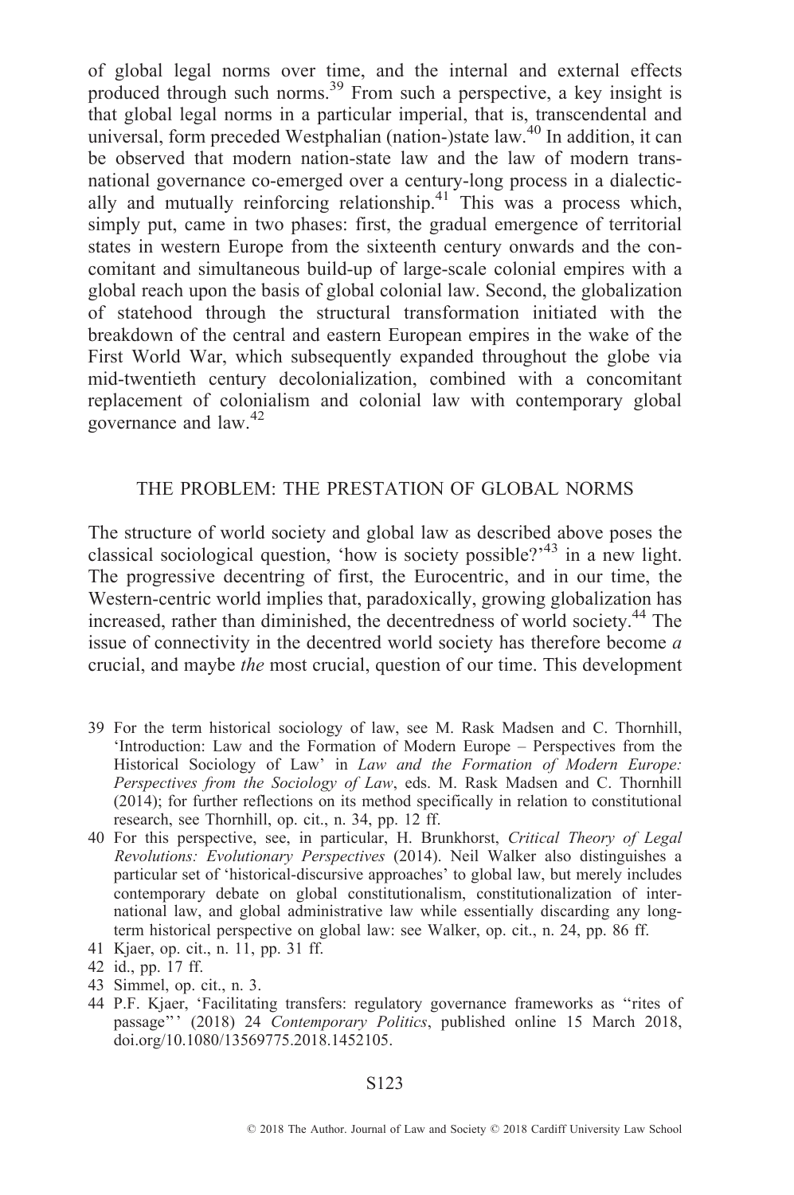of global legal norms over time, and the internal and external effects produced through such norms.[39] From such a perspective, a key insight is that global legal norms in a particular imperial, that is, transcendental and universal, form preceded Westphalian (nation-)state law.[40] In addition, it can be observed that modern nation-state law and the law of modern transnational governance co-emerged over a century-long process in a dialectically and mutually reinforcing relationship.[41] This was a process which, simply put, came in two phases: first, the gradual emergence of territorial states in western Europe from the sixteenth century onwards and the concomitant and simultaneous build-up of large-scale colonial empires with a global reach upon the basis of global colonial law. Second, the globalization of statehood through the structural transformation initiated with the breakdown of the central and eastern European empires in the wake of the First World War, which subsequently expanded throughout the globe via mid-twentieth century decolonialization, combined with a concomitant replacement of colonialism and colonial law with contemporary global governance and law.[42]

## THE PROBLEM: THE PRESTATION OF GLOBAL NORMS

The structure of world society and global law as described above poses the classical sociological question, 'how is society possible?'[43] in a new light. The progressive decentring of first, the Eurocentric, and in our time, the Western-centric world implies that, paradoxically, growing globalization has increased, rather than diminished, the decentredness of world society.[44] The issue of connectivity in the decentred world society has therefore become *a* crucial, and maybe *the* most crucial, question of our time. This development

---

39 For the term historical sociology of law, see M. Rask Madsen and C. Thornhill, 'Introduction: Law and the Formation of Modern Europe – Perspectives from the Historical Sociology of Law' in *Law and the Formation of Modern Europe: Perspectives from the Sociology of Law*, eds. M. Rask Madsen and C. Thornhill (2014); for further reflections on its method specifically in relation to constitutional research, see Thornhill, op. cit., n. 34, pp. 12 ff.

40 For this perspective, see, in particular, H. Brunkhorst, *Critical Theory of Legal Revolutions: Evolutionary Perspectives* (2014). Neil Walker also distinguishes a particular set of 'historical-discursive approaches' to global law, but merely includes contemporary debate on global constitutionalism, constitutionalization of international law, and global administrative law while essentially discarding any long-term historical perspective on global law: see Walker, op. cit., n. 24, pp. 86 ff.

41 Kjaer, op. cit., n. 11, pp. 31 ff.

42 id., pp. 17 ff.

43 Simmel, op. cit., n. 3.

44 P.F. Kjaer, 'Facilitating transfers: regulatory governance frameworks as "rites of passage"' (2018) 24 *Contemporary Politics*, published online 15 March 2018, doi.org/10.1080/13569775.2018.1452105.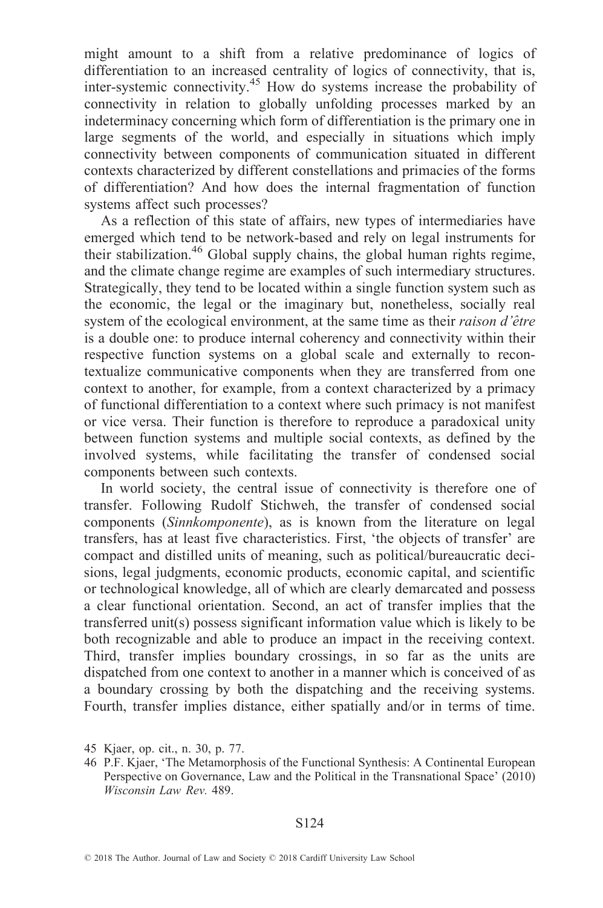might amount to a shift from a relative predominance of logics of differentiation to an increased centrality of logics of connectivity, that is, inter-systemic connectivity.[45] How do systems increase the probability of connectivity in relation to globally unfolding processes marked by an indeterminacy concerning which form of differentiation is the primary one in large segments of the world, and especially in situations which imply connectivity between components of communication situated in different contexts characterized by different constellations and primacies of the forms of differentiation? And how does the internal fragmentation of function systems affect such processes?

As a reflection of this state of affairs, new types of intermediaries have emerged which tend to be network-based and rely on legal instruments for their stabilization.[46] Global supply chains, the global human rights regime, and the climate change regime are examples of such intermediary structures. Strategically, they tend to be located within a single function system such as the economic, the legal or the imaginary but, nonetheless, socially real system of the ecological environment, at the same time as their *raison d'être* is a double one: to produce internal coherency and connectivity within their respective function systems on a global scale and externally to recontextualize communicative components when they are transferred from one context to another, for example, from a context characterized by a primacy of functional differentiation to a context where such primacy is not manifest or vice versa. Their function is therefore to reproduce a paradoxical unity between function systems and multiple social contexts, as defined by the involved systems, while facilitating the transfer of condensed social components between such contexts.

In world society, the central issue of connectivity is therefore one of transfer. Following Rudolf Stichweh, the transfer of condensed social components (*Sinnkomponente*), as is known from the literature on legal transfers, has at least five characteristics. First, 'the objects of transfer' are compact and distilled units of meaning, such as political/bureaucratic decisions, legal judgments, economic products, economic capital, and scientific or technological knowledge, all of which are clearly demarcated and possess a clear functional orientation. Second, an act of transfer implies that the transferred unit(s) possess significant information value which is likely to be both recognizable and able to produce an impact in the receiving context. Third, transfer implies boundary crossings, in so far as the units are dispatched from one context to another in a manner which is conceived of as a boundary crossing by both the dispatching and the receiving systems. Fourth, transfer implies distance, either spatially and/or in terms of time.

45 Kjaer, op. cit., n. 30, p. 77.

46 P.F. Kjaer, 'The Metamorphosis of the Functional Synthesis: A Continental European Perspective on Governance, Law and the Political in the Transnational Space' (2010) *Wisconsin Law Rev.* 489.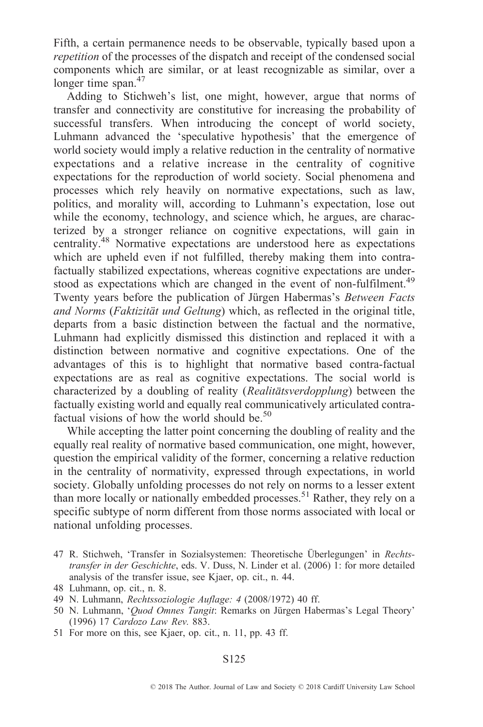Fifth, a certain permanence needs to be observable, typically based upon a *repetition* of the processes of the dispatch and receipt of the condensed social components which are similar, or at least recognizable as similar, over a longer time span.[47]

Adding to Stichweh's list, one might, however, argue that norms of transfer and connectivity are constitutive for increasing the probability of successful transfers. When introducing the concept of world society, Luhmann advanced the 'speculative hypothesis' that the emergence of world society would imply a relative reduction in the centrality of normative expectations and a relative increase in the centrality of cognitive expectations for the reproduction of world society. Social phenomena and processes which rely heavily on normative expectations, such as law, politics, and morality will, according to Luhmann's expectation, lose out while the economy, technology, and science which, he argues, are characterized by a stronger reliance on cognitive expectations, will gain in centrality.[48] Normative expectations are understood here as expectations which are upheld even if not fulfilled, thereby making them into contra-factually stabilized expectations, whereas cognitive expectations are understood as expectations which are changed in the event of non-fulfilment.[49] Twenty years before the publication of Jürgen Habermas's *Between Facts and Norms* (*Faktizität und Geltung*) which, as reflected in the original title, departs from a basic distinction between the factual and the normative, Luhmann had explicitly dismissed this distinction and replaced it with a distinction between normative and cognitive expectations. One of the advantages of this is to highlight that normative based contra-factual expectations are as real as cognitive expectations. The social world is characterized by a doubling of reality (*Realitätsverdopplung*) between the factually existing world and equally real communicatively articulated contra-factual visions of how the world should be.[50]

While accepting the latter point concerning the doubling of reality and the equally real reality of normative based communication, one might, however, question the empirical validity of the former, concerning a relative reduction in the centrality of normativity, expressed through expectations, in world society. Globally unfolding processes do not rely on norms to a lesser extent than more locally or nationally embedded processes.[51] Rather, they rely on a specific subtype of norm different from those norms associated with local or national unfolding processes.

47 R. Stichweh, 'Transfer in Sozialsystemen: Theoretische Überlegungen' in *Rechtstransfer in der Geschichte*, eds. V. Duss, N. Linder et al. (2006) 1: for more detailed analysis of the transfer issue, see Kjaer, op. cit., n. 44.

48 Luhmann, op. cit., n. 8.

49 N. Luhmann, *Rechtssoziologie Auflage: 4* (2008/1972) 40 ff.

50 N. Luhmann, '*Quod Omnes Tangit*: Remarks on Jürgen Habermas's Legal Theory' (1996) 17 *Cardozo Law Rev.* 883.

51 For more on this, see Kjaer, op. cit., n. 11, pp. 43 ff.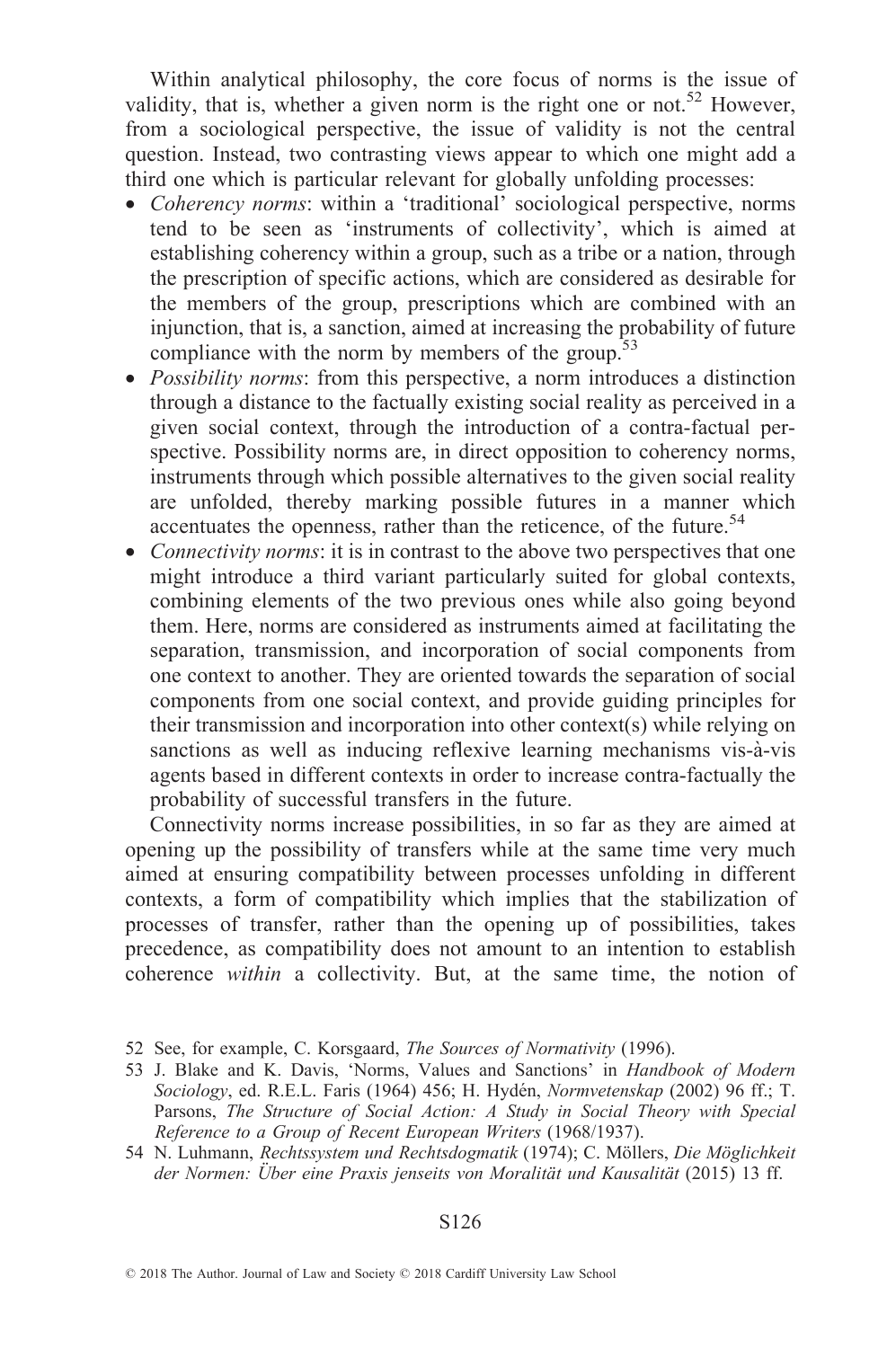Within analytical philosophy, the core focus of norms is the issue of validity, that is, whether a given norm is the right one or not.[52] However, from a sociological perspective, the issue of validity is not the central question. Instead, two contrasting views appear to which one might add a third one which is particular relevant for globally unfolding processes:

- *Coherency norms*: within a 'traditional' sociological perspective, norms tend to be seen as 'instruments of collectivity', which is aimed at establishing coherency within a group, such as a tribe or a nation, through the prescription of specific actions, which are considered as desirable for the members of the group, prescriptions which are combined with an injunction, that is, a sanction, aimed at increasing the probability of future compliance with the norm by members of the group.[53]
- *Possibility norms*: from this perspective, a norm introduces a distinction through a distance to the factually existing social reality as perceived in a given social context, through the introduction of a contra-factual perspective. Possibility norms are, in direct opposition to coherency norms, instruments through which possible alternatives to the given social reality are unfolded, thereby marking possible futures in a manner which accentuates the openness, rather than the reticence, of the future.[54]
- *Connectivity norms*: it is in contrast to the above two perspectives that one might introduce a third variant particularly suited for global contexts, combining elements of the two previous ones while also going beyond them. Here, norms are considered as instruments aimed at facilitating the separation, transmission, and incorporation of social components from one context to another. They are oriented towards the separation of social components from one social context, and provide guiding principles for their transmission and incorporation into other context(s) while relying on sanctions as well as inducing reflexive learning mechanisms vis-à-vis agents based in different contexts in order to increase contra-factually the probability of successful transfers in the future.

Connectivity norms increase possibilities, in so far as they are aimed at opening up the possibility of transfers while at the same time very much aimed at ensuring compatibility between processes unfolding in different contexts, a form of compatibility which implies that the stabilization of processes of transfer, rather than the opening up of possibilities, takes precedence, as compatibility does not amount to an intention to establish coherence *within* a collectivity. But, at the same time, the notion of

52 See, for example, C. Korsgaard, *The Sources of Normativity* (1996).

53 J. Blake and K. Davis, 'Norms, Values and Sanctions' in *Handbook of Modern Sociology*, ed. R.E.L. Faris (1964) 456; H. Hydén, *Normvetenskap* (2002) 96 ff.; T. Parsons, *The Structure of Social Action: A Study in Social Theory with Special Reference to a Group of Recent European Writers* (1968/1937).

54 N. Luhmann, *Rechtssystem und Rechtsdogmatik* (1974); C. Möllers, *Die Möglichkeit der Normen: Über eine Praxis jenseits von Moralität und Kausalität* (2015) 13 ff.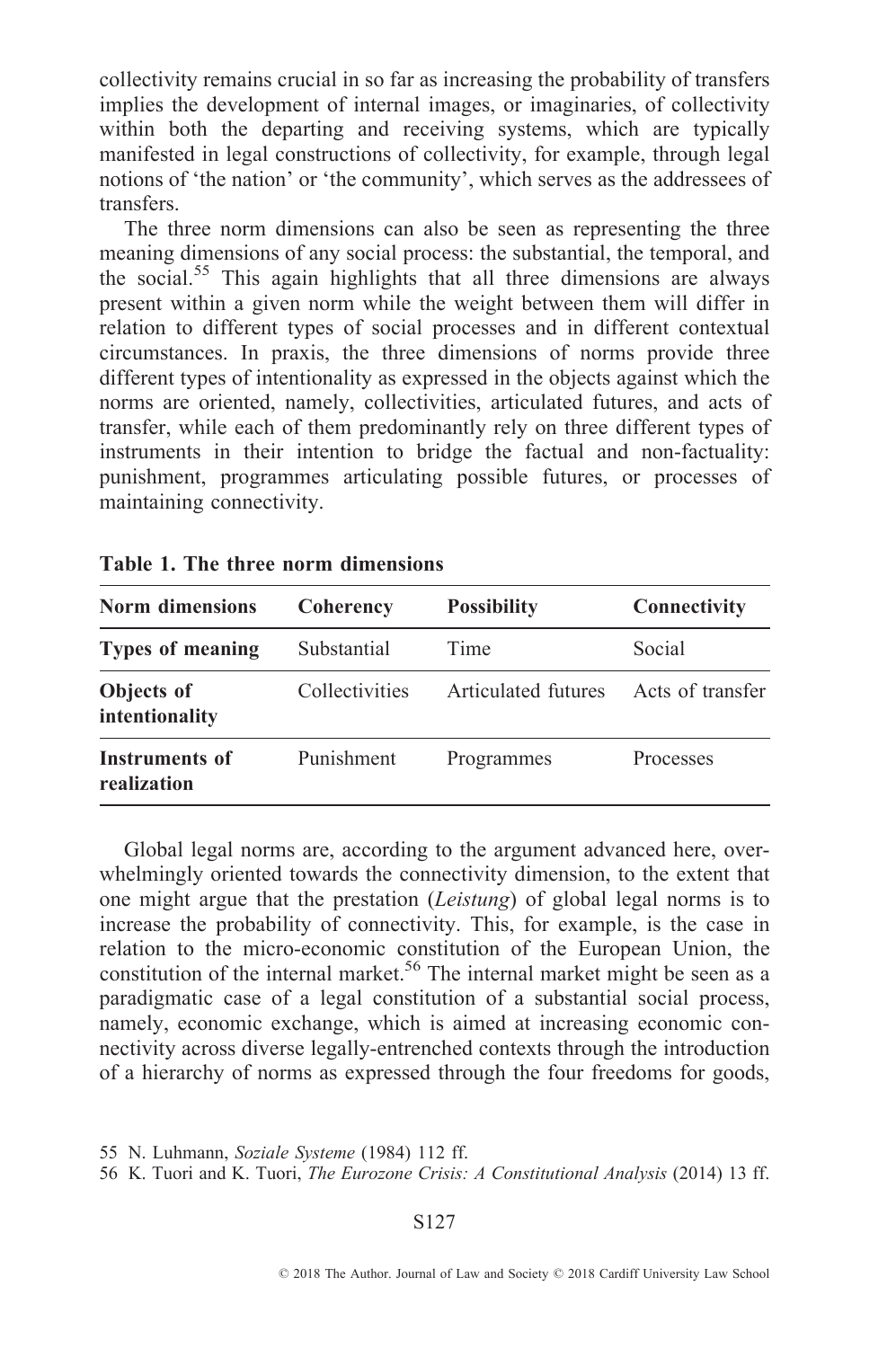collectivity remains crucial in so far as increasing the probability of transfers implies the development of internal images, or imaginaries, of collectivity within both the departing and receiving systems, which are typically manifested in legal constructions of collectivity, for example, through legal notions of 'the nation' or 'the community', which serves as the addressees of transfers.

The three norm dimensions can also be seen as representing the three meaning dimensions of any social process: the substantial, the temporal, and the social.[55] This again highlights that all three dimensions are always present within a given norm while the weight between them will differ in relation to different types of social processes and in different contextual circumstances. In praxis, the three dimensions of norms provide three different types of intentionality as expressed in the objects against which the norms are oriented, namely, collectivities, articulated futures, and acts of transfer, while each of them predominantly rely on three different types of instruments in their intention to bridge the factual and non-factuality: punishment, programmes articulating possible futures, or processes of maintaining connectivity.

**Table 1. The three norm dimensions**

| Norm dimensions | Coherency | Possibility | Connectivity |
|---|---|---|---|
| **Types of meaning** | Substantial | Time | Social |
| **Objects of intentionality** | Collectivities | Articulated futures | Acts of transfer |
| **Instruments of realization** | Punishment | Programmes | Processes |

Global legal norms are, according to the argument advanced here, overwhelmingly oriented towards the connectivity dimension, to the extent that one might argue that the prestation (*Leistung*) of global legal norms is to increase the probability of connectivity. This, for example, is the case in relation to the micro-economic constitution of the European Union, the constitution of the internal market.[56] The internal market might be seen as a paradigmatic case of a legal constitution of a substantial social process, namely, economic exchange, which is aimed at increasing economic connectivity across diverse legally-entrenched contexts through the introduction of a hierarchy of norms as expressed through the four freedoms for goods,

55 N. Luhmann, *Soziale Systeme* (1984) 112 ff.

56 K. Tuori and K. Tuori, *The Eurozone Crisis: A Constitutional Analysis* (2014) 13 ff.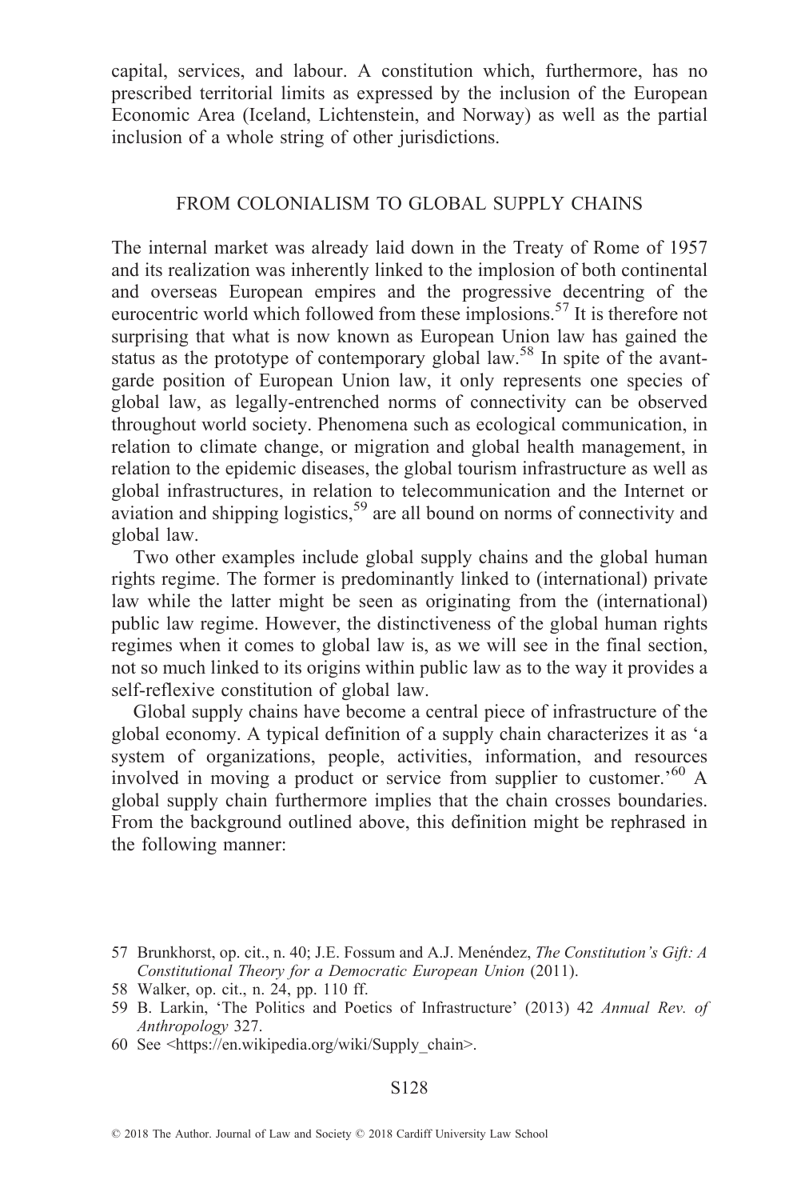capital, services, and labour. A constitution which, furthermore, has no prescribed territorial limits as expressed by the inclusion of the European Economic Area (Iceland, Lichtenstein, and Norway) as well as the partial inclusion of a whole string of other jurisdictions.

## FROM COLONIALISM TO GLOBAL SUPPLY CHAINS

The internal market was already laid down in the Treaty of Rome of 1957 and its realization was inherently linked to the implosion of both continental and overseas European empires and the progressive decentring of the eurocentric world which followed from these implosions.[57] It is therefore not surprising that what is now known as European Union law has gained the status as the prototype of contemporary global law.[58] In spite of the avant-garde position of European Union law, it only represents one species of global law, as legally-entrenched norms of connectivity can be observed throughout world society. Phenomena such as ecological communication, in relation to climate change, or migration and global health management, in relation to the epidemic diseases, the global tourism infrastructure as well as global infrastructures, in relation to telecommunication and the Internet or aviation and shipping logistics,[59] are all bound on norms of connectivity and global law.

Two other examples include global supply chains and the global human rights regime. The former is predominantly linked to (international) private law while the latter might be seen as originating from the (international) public law regime. However, the distinctiveness of the global human rights regimes when it comes to global law is, as we will see in the final section, not so much linked to its origins within public law as to the way it provides a self-reflexive constitution of global law.

Global supply chains have become a central piece of infrastructure of the global economy. A typical definition of a supply chain characterizes it as 'a system of organizations, people, activities, information, and resources involved in moving a product or service from supplier to customer.'[60] A global supply chain furthermore implies that the chain crosses boundaries. From the background outlined above, this definition might be rephrased in the following manner:

57 Brunkhorst, op. cit., n. 40; J.E. Fossum and A.J. Menéndez, *The Constitution's Gift: A Constitutional Theory for a Democratic European Union* (2011).

58 Walker, op. cit., n. 24, pp. 110 ff.

59 B. Larkin, 'The Politics and Poetics of Infrastructure' (2013) 42 *Annual Rev. of Anthropology* 327.

60 See <https://en.wikipedia.org/wiki/Supply_chain>.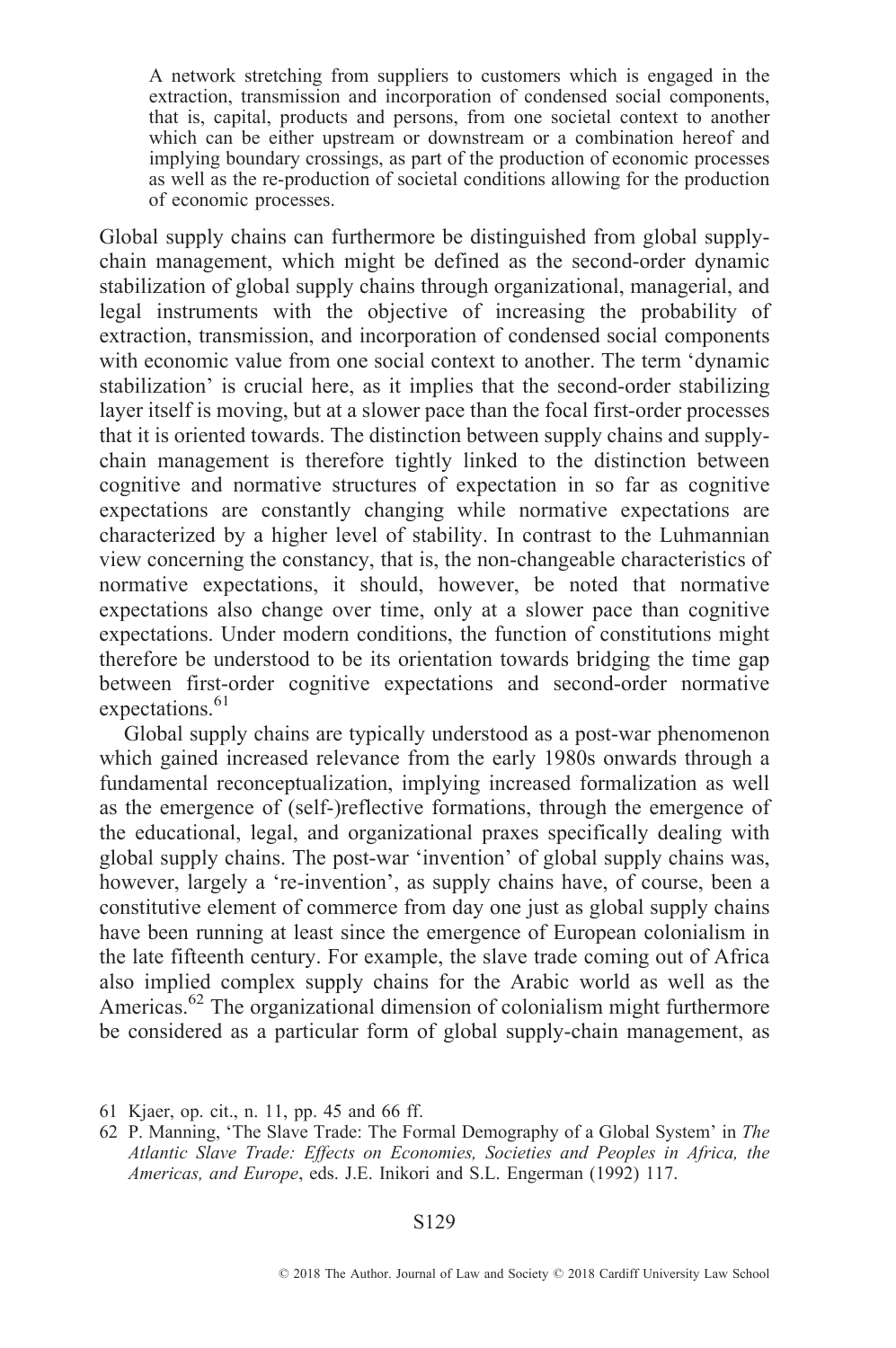> A network stretching from suppliers to customers which is engaged in the extraction, transmission and incorporation of condensed social components, that is, capital, products and persons, from one societal context to another which can be either upstream or downstream or a combination hereof and implying boundary crossings, as part of the production of economic processes as well as the re-production of societal conditions allowing for the production of economic processes.

Global supply chains can furthermore be distinguished from global supply-chain management, which might be defined as the second-order dynamic stabilization of global supply chains through organizational, managerial, and legal instruments with the objective of increasing the probability of extraction, transmission, and incorporation of condensed social components with economic value from one social context to another. The term 'dynamic stabilization' is crucial here, as it implies that the second-order stabilizing layer itself is moving, but at a slower pace than the focal first-order processes that it is oriented towards. The distinction between supply chains and supply-chain management is therefore tightly linked to the distinction between cognitive and normative structures of expectation in so far as cognitive expectations are constantly changing while normative expectations are characterized by a higher level of stability. In contrast to the Luhmannian view concerning the constancy, that is, the non-changeable characteristics of normative expectations, it should, however, be noted that normative expectations also change over time, only at a slower pace than cognitive expectations. Under modern conditions, the function of constitutions might therefore be understood to be its orientation towards bridging the time gap between first-order cognitive expectations and second-order normative expectations.[61]

Global supply chains are typically understood as a post-war phenomenon which gained increased relevance from the early 1980s onwards through a fundamental reconceptualization, implying increased formalization as well as the emergence of (self-)reflective formations, through the emergence of the educational, legal, and organizational praxes specifically dealing with global supply chains. The post-war 'invention' of global supply chains was, however, largely a 're-invention', as supply chains have, of course, been a constitutive element of commerce from day one just as global supply chains have been running at least since the emergence of European colonialism in the late fifteenth century. For example, the slave trade coming out of Africa also implied complex supply chains for the Arabic world as well as the Americas.[62] The organizational dimension of colonialism might furthermore be considered as a particular form of global supply-chain management, as

61 Kjaer, op. cit., n. 11, pp. 45 and 66 ff.

62 P. Manning, 'The Slave Trade: The Formal Demography of a Global System' in *The Atlantic Slave Trade: Effects on Economies, Societies and Peoples in Africa, the Americas, and Europe*, eds. J.E. Inikori and S.L. Engerman (1992) 117.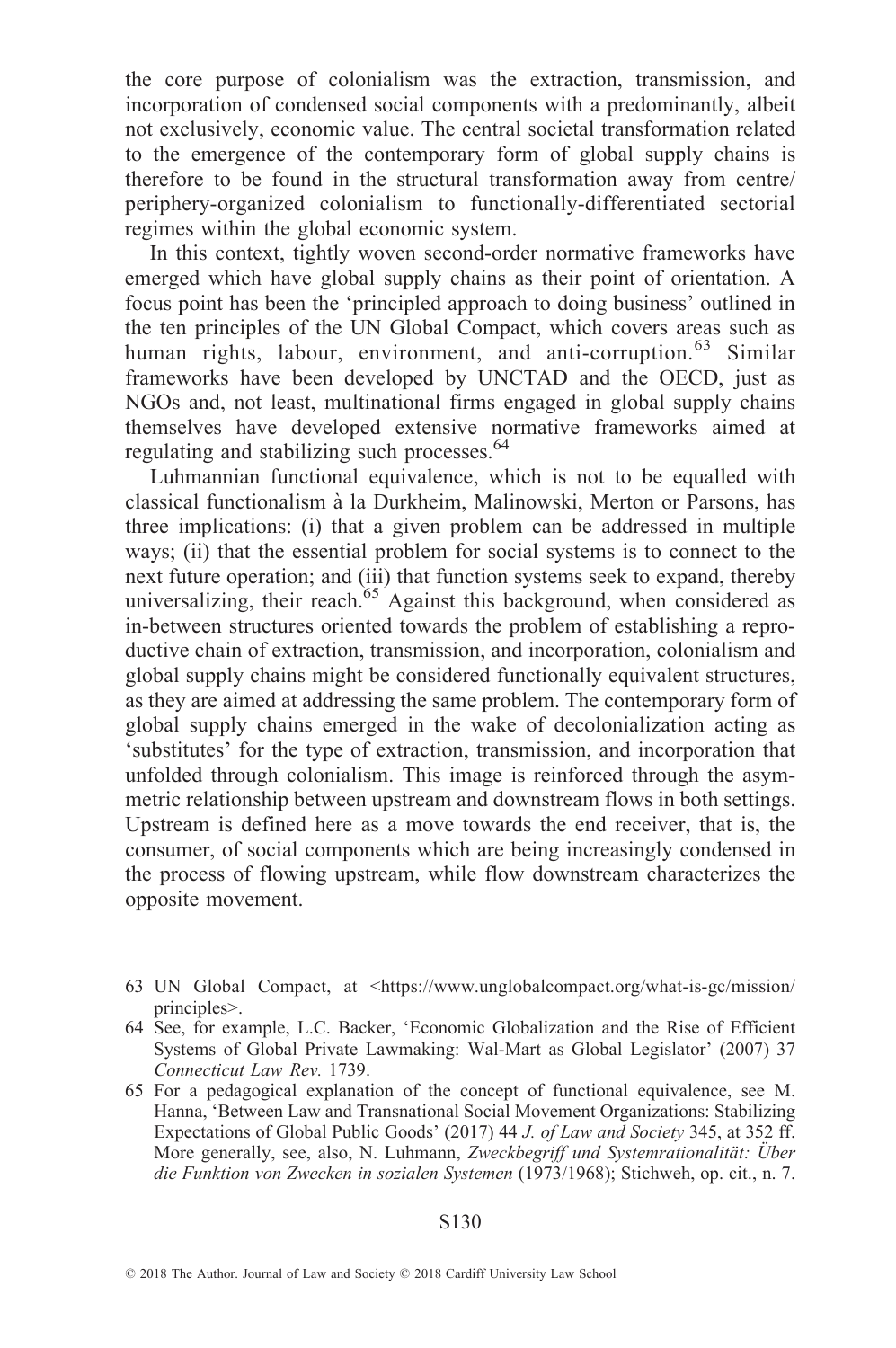the core purpose of colonialism was the extraction, transmission, and incorporation of condensed social components with a predominantly, albeit not exclusively, economic value. The central societal transformation related to the emergence of the contemporary form of global supply chains is therefore to be found in the structural transformation away from centre/periphery-organized colonialism to functionally-differentiated sectorial regimes within the global economic system.

In this context, tightly woven second-order normative frameworks have emerged which have global supply chains as their point of orientation. A focus point has been the 'principled approach to doing business' outlined in the ten principles of the UN Global Compact, which covers areas such as human rights, labour, environment, and anti-corruption.[63] Similar frameworks have been developed by UNCTAD and the OECD, just as NGOs and, not least, multinational firms engaged in global supply chains themselves have developed extensive normative frameworks aimed at regulating and stabilizing such processes.[64]

Luhmannian functional equivalence, which is not to be equalled with classical functionalism à la Durkheim, Malinowski, Merton or Parsons, has three implications: (i) that a given problem can be addressed in multiple ways; (ii) that the essential problem for social systems is to connect to the next future operation; and (iii) that function systems seek to expand, thereby universalizing, their reach.[65] Against this background, when considered as in-between structures oriented towards the problem of establishing a reproductive chain of extraction, transmission, and incorporation, colonialism and global supply chains might be considered functionally equivalent structures, as they are aimed at addressing the same problem. The contemporary form of global supply chains emerged in the wake of decolonialization acting as 'substitutes' for the type of extraction, transmission, and incorporation that unfolded through colonialism. This image is reinforced through the asymmetric relationship between upstream and downstream flows in both settings. Upstream is defined here as a move towards the end receiver, that is, the consumer, of social components which are being increasingly condensed in the process of flowing upstream, while flow downstream characterizes the opposite movement.

63 UN Global Compact, at <https://www.unglobalcompact.org/what-is-gc/mission/principles>.

64 See, for example, L.C. Backer, 'Economic Globalization and the Rise of Efficient Systems of Global Private Lawmaking: Wal-Mart as Global Legislator' (2007) 37 *Connecticut Law Rev.* 1739.

65 For a pedagogical explanation of the concept of functional equivalence, see M. Hanna, 'Between Law and Transnational Social Movement Organizations: Stabilizing Expectations of Global Public Goods' (2017) 44 *J. of Law and Society* 345, at 352 ff. More generally, see, also, N. Luhmann, *Zweckbegriff und Systemrationalität: Über die Funktion von Zwecken in sozialen Systemen* (1973/1968); Stichweh, op. cit., n. 7.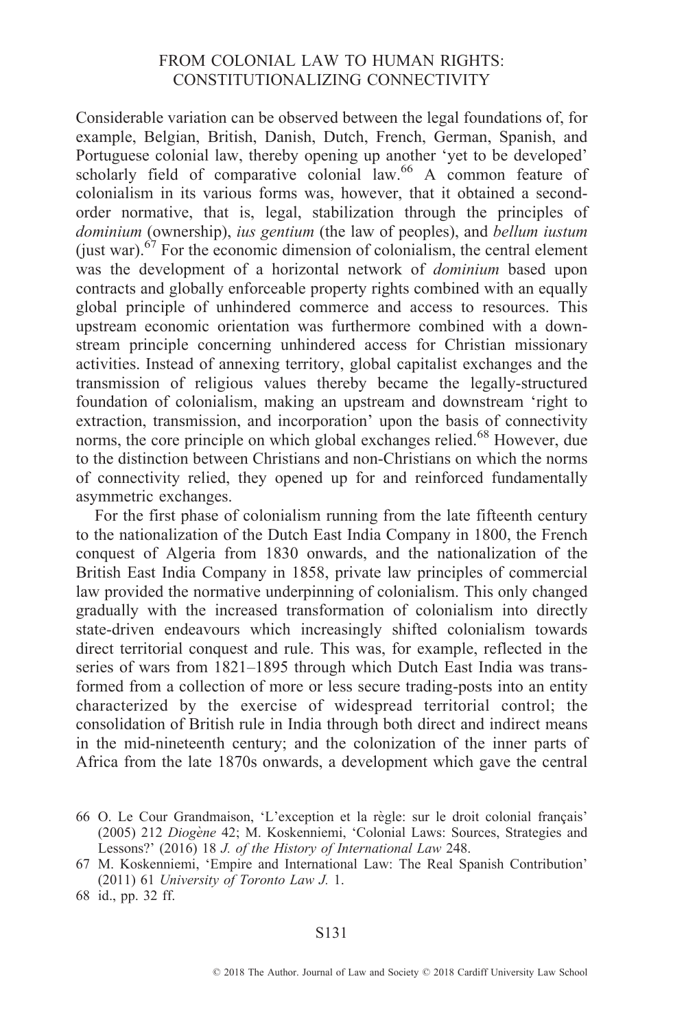Considerable variation can be observed between the legal foundations of, for example, Belgian, British, Danish, Dutch, French, German, Spanish, and Portuguese colonial law, thereby opening up another 'yet to be developed' scholarly field of comparative colonial law.[66] A common feature of colonialism in its various forms was, however, that it obtained a second-order normative, that is, legal, stabilization through the principles of *dominium* (ownership), *ius gentium* (the law of peoples), and *bellum iustum* (just war).[67] For the economic dimension of colonialism, the central element was the development of a horizontal network of *dominium* based upon contracts and globally enforceable property rights combined with an equally global principle of unhindered commerce and access to resources. This upstream economic orientation was furthermore combined with a downstream principle concerning unhindered access for Christian missionary activities. Instead of annexing territory, global capitalist exchanges and the transmission of religious values thereby became the legally-structured foundation of colonialism, making an upstream and downstream 'right to extraction, transmission, and incorporation' upon the basis of connectivity norms, the core principle on which global exchanges relied.[68] However, due to the distinction between Christians and non-Christians on which the norms of connectivity relied, they opened up for and reinforced fundamentally asymmetric exchanges.

For the first phase of colonialism running from the late fifteenth century to the nationalization of the Dutch East India Company in 1800, the French conquest of Algeria from 1830 onwards, and the nationalization of the British East India Company in 1858, private law principles of commercial law provided the normative underpinning of colonialism. This only changed gradually with the increased transformation of colonialism into directly state-driven endeavours which increasingly shifted colonialism towards direct territorial conquest and rule. This was, for example, reflected in the series of wars from 1821–1895 through which Dutch East India was transformed from a collection of more or less secure trading-posts into an entity characterized by the exercise of widespread territorial control; the consolidation of British rule in India through both direct and indirect means in the mid-nineteenth century; and the colonization of the inner parts of Africa from the late 1870s onwards, a development which gave the central

66 O. Le Cour Grandmaison, 'L'exception et la règle: sur le droit colonial français' (2005) 212 *Diogène* 42; M. Koskenniemi, 'Colonial Laws: Sources, Strategies and Lessons?' (2016) 18 *J. of the History of International Law* 248.

67 M. Koskenniemi, 'Empire and International Law: The Real Spanish Contribution' (2011) 61 *University of Toronto Law J.* 1.

68 id., pp. 32 ff.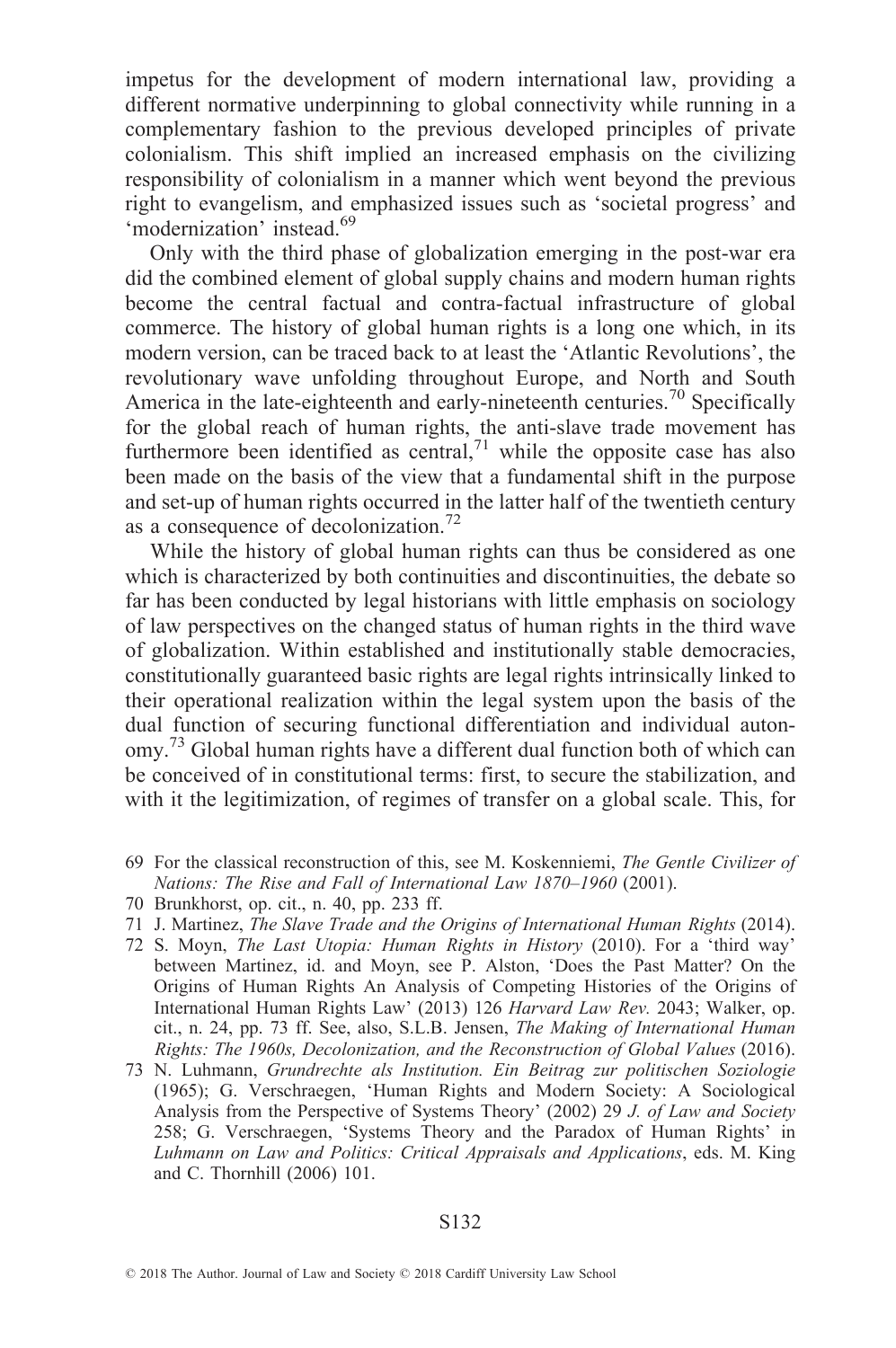impetus for the development of modern international law, providing a different normative underpinning to global connectivity while running in a complementary fashion to the previous developed principles of private colonialism. This shift implied an increased emphasis on the civilizing responsibility of colonialism in a manner which went beyond the previous right to evangelism, and emphasized issues such as 'societal progress' and 'modernization' instead.[69]

Only with the third phase of globalization emerging in the post-war era did the combined element of global supply chains and modern human rights become the central factual and contra-factual infrastructure of global commerce. The history of global human rights is a long one which, in its modern version, can be traced back to at least the 'Atlantic Revolutions', the revolutionary wave unfolding throughout Europe, and North and South America in the late-eighteenth and early-nineteenth centuries.[70] Specifically for the global reach of human rights, the anti-slave trade movement has furthermore been identified as central,[71] while the opposite case has also been made on the basis of the view that a fundamental shift in the purpose and set-up of human rights occurred in the latter half of the twentieth century as a consequence of decolonization.[72]

While the history of global human rights can thus be considered as one which is characterized by both continuities and discontinuities, the debate so far has been conducted by legal historians with little emphasis on sociology of law perspectives on the changed status of human rights in the third wave of globalization. Within established and institutionally stable democracies, constitutionally guaranteed basic rights are legal rights intrinsically linked to their operational realization within the legal system upon the basis of the dual function of securing functional differentiation and individual autonomy.[73] Global human rights have a different dual function both of which can be conceived of in constitutional terms: first, to secure the stabilization, and with it the legitimization, of regimes of transfer on a global scale. This, for

69 For the classical reconstruction of this, see M. Koskenniemi, *The Gentle Civilizer of Nations: The Rise and Fall of International Law 1870–1960* (2001).

70 Brunkhorst, op. cit., n. 40, pp. 233 ff.

71 J. Martinez, *The Slave Trade and the Origins of International Human Rights* (2014).

72 S. Moyn, *The Last Utopia: Human Rights in History* (2010). For a 'third way' between Martinez, id. and Moyn, see P. Alston, 'Does the Past Matter? On the Origins of Human Rights An Analysis of Competing Histories of the Origins of International Human Rights Law' (2013) 126 *Harvard Law Rev.* 2043; Walker, op. cit., n. 24, pp. 73 ff. See, also, S.L.B. Jensen, *The Making of International Human Rights: The 1960s, Decolonization, and the Reconstruction of Global Values* (2016).

73 N. Luhmann, *Grundrechte als Institution. Ein Beitrag zur politischen Soziologie* (1965); G. Verschraegen, 'Human Rights and Modern Society: A Sociological Analysis from the Perspective of Systems Theory' (2002) 29 *J. of Law and Society* 258; G. Verschraegen, 'Systems Theory and the Paradox of Human Rights' in *Luhmann on Law and Politics: Critical Appraisals and Applications*, eds. M. King and C. Thornhill (2006) 101.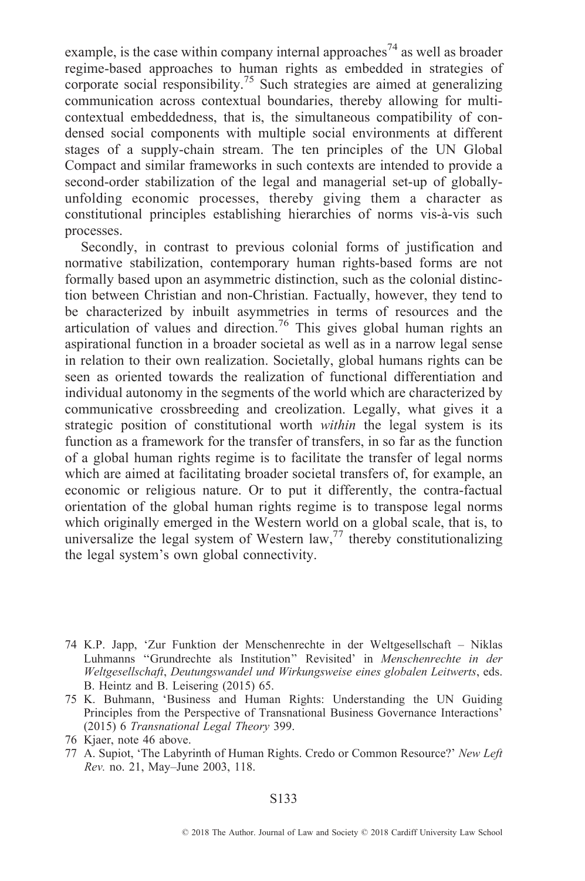example, is the case within company internal approaches[74] as well as broader regime-based approaches to human rights as embedded in strategies of corporate social responsibility.[75] Such strategies are aimed at generalizing communication across contextual boundaries, thereby allowing for multi-contextual embeddedness, that is, the simultaneous compatibility of condensed social components with multiple social environments at different stages of a supply-chain stream. The ten principles of the UN Global Compact and similar frameworks in such contexts are intended to provide a second-order stabilization of the legal and managerial set-up of globally-unfolding economic processes, thereby giving them a character as constitutional principles establishing hierarchies of norms vis-à-vis such processes.

Secondly, in contrast to previous colonial forms of justification and normative stabilization, contemporary human rights-based forms are not formally based upon an asymmetric distinction, such as the colonial distinction between Christian and non-Christian. Factually, however, they tend to be characterized by inbuilt asymmetries in terms of resources and the articulation of values and direction.[76] This gives global human rights an aspirational function in a broader societal as well as in a narrow legal sense in relation to their own realization. Societally, global humans rights can be seen as oriented towards the realization of functional differentiation and individual autonomy in the segments of the world which are characterized by communicative crossbreeding and creolization. Legally, what gives it a strategic position of constitutional worth *within* the legal system is its function as a framework for the transfer of transfers, in so far as the function of a global human rights regime is to facilitate the transfer of legal norms which are aimed at facilitating broader societal transfers of, for example, an economic or religious nature. Or to put it differently, the contra-factual orientation of the global human rights regime is to transpose legal norms which originally emerged in the Western world on a global scale, that is, to universalize the legal system of Western law,[77] thereby constitutionalizing the legal system's own global connectivity.

74 K.P. Japp, 'Zur Funktion der Menschenrechte in der Weltgesellschaft – Niklas Luhmanns "Grundrechte als Institution" Revisited' in *Menschenrechte in der Weltgesellschaft*, *Deutungswandel und Wirkungsweise eines globalen Leitwerts*, eds. B. Heintz and B. Leisering (2015) 65.

75 K. Buhmann, 'Business and Human Rights: Understanding the UN Guiding Principles from the Perspective of Transnational Business Governance Interactions' (2015) 6 *Transnational Legal Theory* 399.

76 Kjaer, note 46 above.

77 A. Supiot, 'The Labyrinth of Human Rights. Credo or Common Resource?' *New Left Rev.* no. 21, May–June 2003, 118.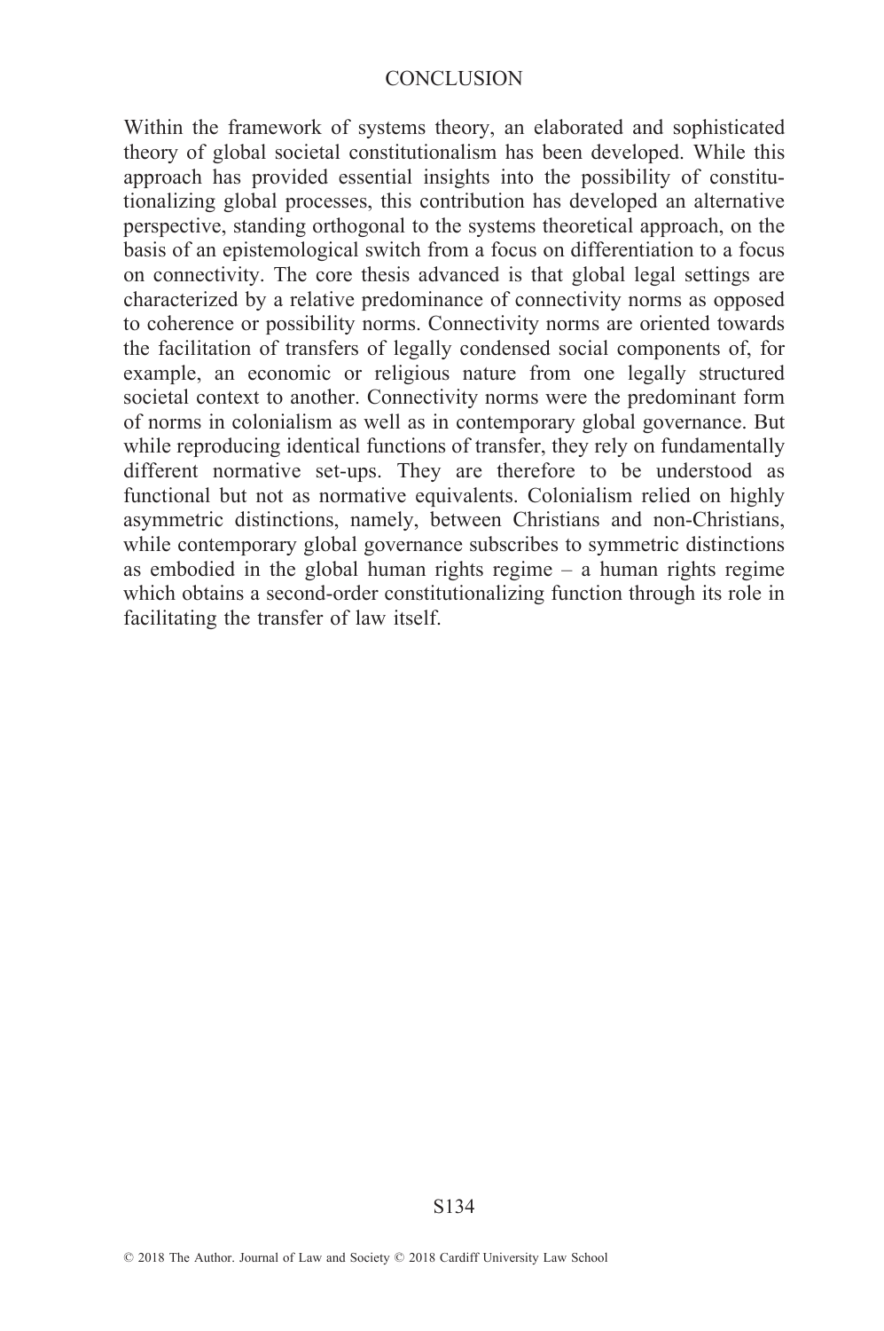# CONCLUSION

Within the framework of systems theory, an elaborated and sophisticated theory of global societal constitutionalism has been developed. While this approach has provided essential insights into the possibility of constitutionalizing global processes, this contribution has developed an alternative perspective, standing orthogonal to the systems theoretical approach, on the basis of an epistemological switch from a focus on differentiation to a focus on connectivity. The core thesis advanced is that global legal settings are characterized by a relative predominance of connectivity norms as opposed to coherence or possibility norms. Connectivity norms are oriented towards the facilitation of transfers of legally condensed social components of, for example, an economic or religious nature from one legally structured societal context to another. Connectivity norms were the predominant form of norms in colonialism as well as in contemporary global governance. But while reproducing identical functions of transfer, they rely on fundamentally different normative set-ups. They are therefore to be understood as functional but not as normative equivalents. Colonialism relied on highly asymmetric distinctions, namely, between Christians and non-Christians, while contemporary global governance subscribes to symmetric distinctions as embodied in the global human rights regime – a human rights regime which obtains a second-order constitutionalizing function through its role in facilitating the transfer of law itself.